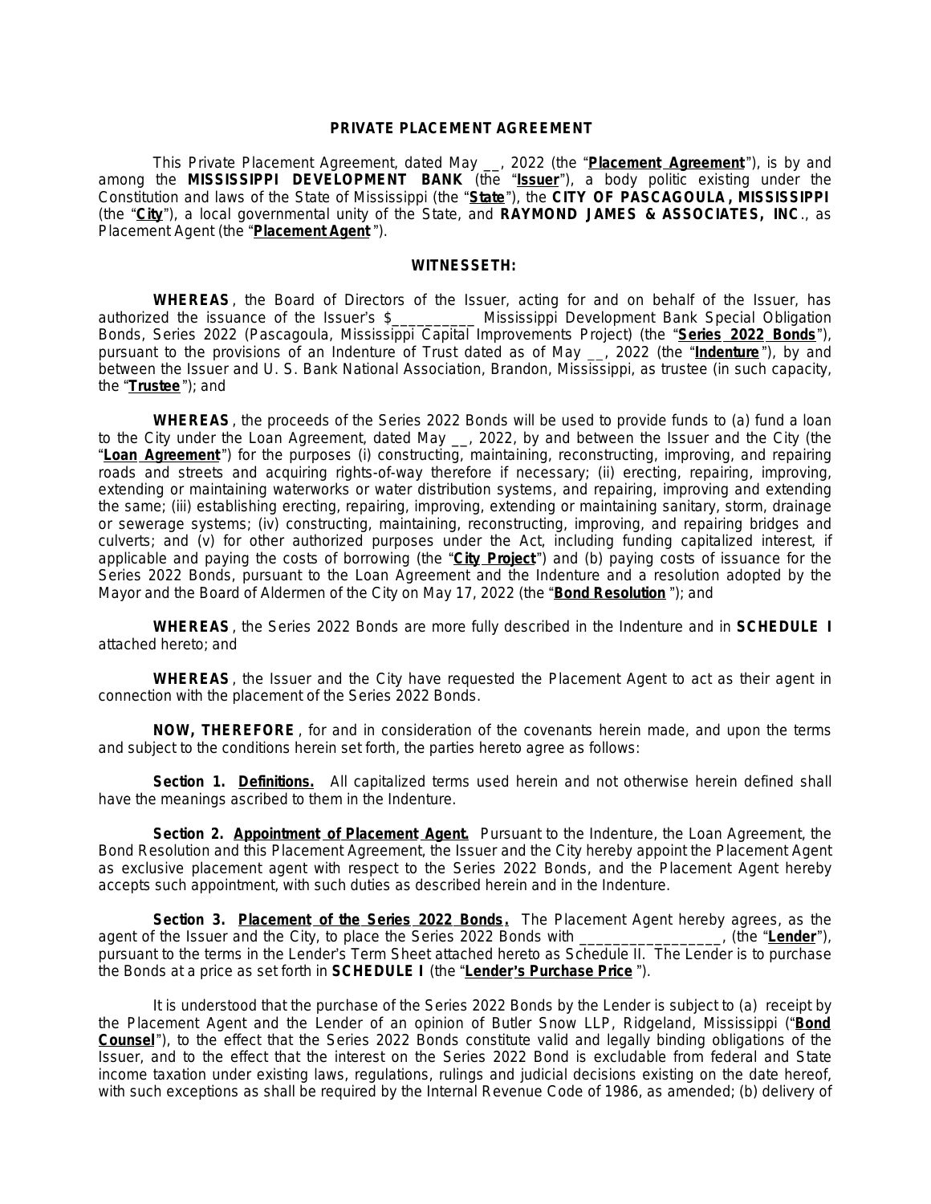**PRIVATE PLACEMENT AGREEMENT**

This Private Placement Agreement, dated May __, 2022 (the "**Placement Agreement**"), is by and among the **MISSISSIPPI DEVELOPMENT BANK** (the "**Issuer**"), a body politic existing under the Constitution and laws of the State of Mississippi (the "**State**"), the **CITY OF PASCAGOULA, MISSISSIPPI** (the "**City**"), a local governmental unity of the State, and **RAYMOND JAMES & ASSOCIATES, INC**., as Placement Agent (the "**Placement Agent**").

**WITNESSETH:**

**WHEREAS**, the Board of Directors of the Issuer, acting for and on behalf of the Issuer, has authorized the issuance of the Issuer's $__________ Mississippi Development Bank Special Obligation Bonds, Series 2022 (Pascagoula, Mississippi Capital Improvements Project) (the "**Series 2022 Bonds**"), pursuant to the provisions of an Indenture of Trust dated as of May __, 2022 (the "**Indenture**"), by and between the Issuer and U. S. Bank National Association, Brandon, Mississippi, as trustee (in such capacity, the "**Trustee**"); and

**WHEREAS**, the proceeds of the Series 2022 Bonds will be used to provide funds to (a) fund a loan to the City under the Loan Agreement, dated May __, 2022, by and between the Issuer and the City (the "**Loan Agreement**") for the purposes (i) constructing, maintaining, reconstructing, improving, and repairing roads and streets and acquiring rights-of-way therefore if necessary; (ii) erecting, repairing, improving, extending or maintaining waterworks or water distribution systems, and repairing, improving and extending the same; (iii) establishing erecting, repairing, improving, extending or maintaining sanitary, storm, drainage or sewerage systems; (iv) constructing, maintaining, reconstructing, improving, and repairing bridges and culverts; and (v) for other authorized purposes under the Act, including funding capitalized interest, if applicable and paying the costs of borrowing (the "**City Project**") and (b) paying costs of issuance for the Series 2022 Bonds, pursuant to the Loan Agreement and the Indenture and a resolution adopted by the Mayor and the Board of Aldermen of the City on May 17, 2022 (the "**Bond Resolution**"); and

**WHEREAS**, the Series 2022 Bonds are more fully described in the Indenture and in **SCHEDULE I** attached hereto; and

**WHEREAS**, the Issuer and the City have requested the Placement Agent to act as their agent in connection with the placement of the Series 2022 Bonds.

**NOW, THEREFORE**, for and in consideration of the covenants herein made, and upon the terms and subject to the conditions herein set forth, the parties hereto agree as follows:

**Section 1. Definitions.** All capitalized terms used herein and not otherwise herein defined shall have the meanings ascribed to them in the Indenture.

**Section 2. Appointment of Placement Agent.** Pursuant to the Indenture, the Loan Agreement, the Bond Resolution and this Placement Agreement, the Issuer and the City hereby appoint the Placement Agent as exclusive placement agent with respect to the Series 2022 Bonds, and the Placement Agent hereby accepts such appointment, with such duties as described herein and in the Indenture.

**Section 3. Placement of the Series 2022 Bonds.** The Placement Agent hereby agrees, as the agent of the Issuer and the City, to place the Series 2022 Bonds with _________________, (the "**Lender**"), pursuant to the terms in the Lender's Term Sheet attached hereto as Schedule II. The Lender is to purchase the Bonds at a price as set forth in **SCHEDULE I** (the "**Lender's Purchase Price**").

It is understood that the purchase of the Series 2022 Bonds by the Lender is subject to (a) receipt by the Placement Agent and the Lender of an opinion of Butler Snow LLP, Ridgeland, Mississippi ("**Bond Counsel**"), to the effect that the Series 2022 Bonds constitute valid and legally binding obligations of the Issuer, and to the effect that the interest on the Series 2022 Bond is excludable from federal and State income taxation under existing laws, regulations, rulings and judicial decisions existing on the date hereof, with such exceptions as shall be required by the Internal Revenue Code of 1986, as amended; (b) delivery of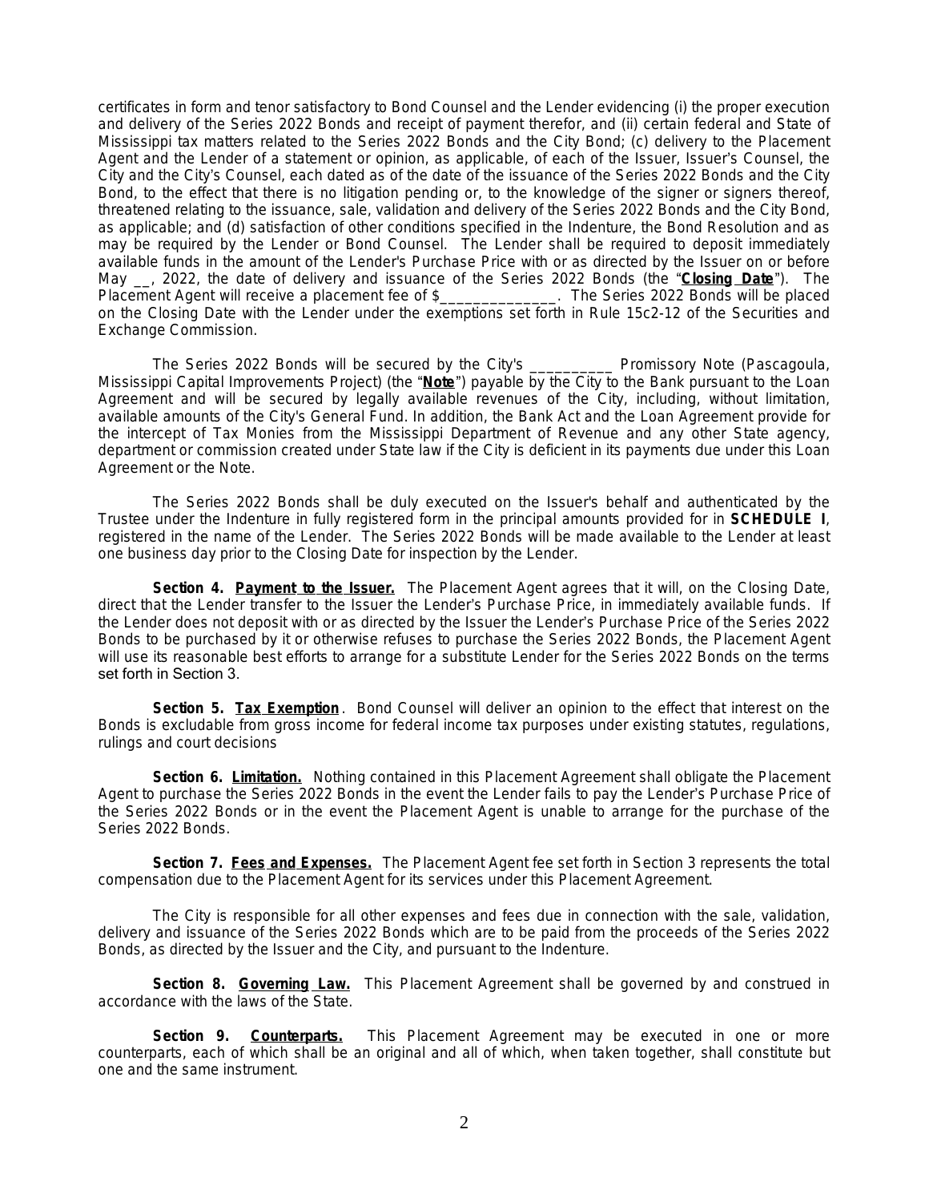certificates in form and tenor satisfactory to Bond Counsel and the Lender evidencing (i) the proper execution and delivery of the Series 2022 Bonds and receipt of payment therefor, and (ii) certain federal and State of Mississippi tax matters related to the Series 2022 Bonds and the City Bond; (c) delivery to the Placement Agent and the Lender of a statement or opinion, as applicable, of each of the Issuer, Issuer's Counsel, the City and the City's Counsel, each dated as of the date of the issuance of the Series 2022 Bonds and the City Bond, to the effect that there is no litigation pending or, to the knowledge of the signer or signers thereof, threatened relating to the issuance, sale, validation and delivery of the Series 2022 Bonds and the City Bond, as applicable; and (d) satisfaction of other conditions specified in the Indenture, the Bond Resolution and as may be required by the Lender or Bond Counsel. The Lender shall be required to deposit immediately available funds in the amount of the Lender's Purchase Price with or as directed by the Issuer on or before May __, 2022, the date of delivery and issuance of the Series 2022 Bonds (the "**Closing Date**"). The Placement Agent will receive a placement fee of $______________. The Series 2022 Bonds will be placed on the Closing Date with the Lender under the exemptions set forth in Rule 15c2-12 of the Securities and Exchange Commission.

The Series 2022 Bonds will be secured by the City's __________ Promissory Note (Pascagoula, Mississippi Capital Improvements Project) (the "**Note**") payable by the City to the Bank pursuant to the Loan Agreement and will be secured by legally available revenues of the City, including, without limitation, available amounts of the City's General Fund. In addition, the Bank Act and the Loan Agreement provide for the intercept of Tax Monies from the Mississippi Department of Revenue and any other State agency, department or commission created under State law if the City is deficient in its payments due under this Loan Agreement or the Note.

The Series 2022 Bonds shall be duly executed on the Issuer's behalf and authenticated by the Trustee under the Indenture in fully registered form in the principal amounts provided for in **SCHEDULE I**, registered in the name of the Lender. The Series 2022 Bonds will be made available to the Lender at least one business day prior to the Closing Date for inspection by the Lender.

**Section 4. Payment to the Issuer.** The Placement Agent agrees that it will, on the Closing Date, direct that the Lender transfer to the Issuer the Lender's Purchase Price, in immediately available funds. If the Lender does not deposit with or as directed by the Issuer the Lender's Purchase Price of the Series 2022 Bonds to be purchased by it or otherwise refuses to purchase the Series 2022 Bonds, the Placement Agent will use its reasonable best efforts to arrange for a substitute Lender for the Series 2022 Bonds on the terms set forth in Section 3.

**Section 5. Tax Exemption**. Bond Counsel will deliver an opinion to the effect that interest on the Bonds is excludable from gross income for federal income tax purposes under existing statutes, regulations, rulings and court decisions

**Section 6. Limitation.** Nothing contained in this Placement Agreement shall obligate the Placement Agent to purchase the Series 2022 Bonds in the event the Lender fails to pay the Lender's Purchase Price of the Series 2022 Bonds or in the event the Placement Agent is unable to arrange for the purchase of the Series 2022 Bonds.

**Section 7. Fees and Expenses.** The Placement Agent fee set forth in Section 3 represents the total compensation due to the Placement Agent for its services under this Placement Agreement.

The City is responsible for all other expenses and fees due in connection with the sale, validation, delivery and issuance of the Series 2022 Bonds which are to be paid from the proceeds of the Series 2022 Bonds, as directed by the Issuer and the City, and pursuant to the Indenture.

**Section 8. Governing Law.** This Placement Agreement shall be governed by and construed in accordance with the laws of the State.

**Section 9. Counterparts.** This Placement Agreement may be executed in one or more counterparts, each of which shall be an original and all of which, when taken together, shall constitute but one and the same instrument.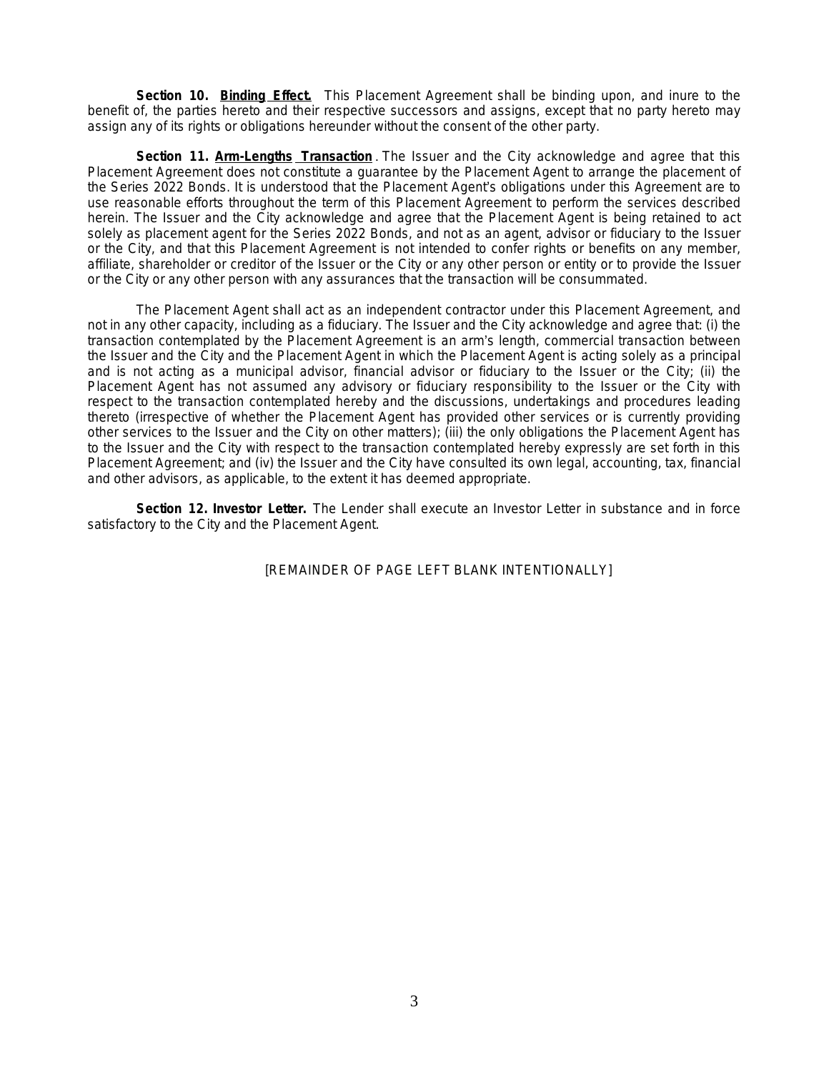**Section 10. <u>Binding Effect.</u>** This Placement Agreement shall be binding upon, and inure to the benefit of, the parties hereto and their respective successors and assigns, except that no party hereto may assign any of its rights or obligations hereunder without the consent of the other party.

**Section 11. <u>Arm-Lengths Transaction</u>**. The Issuer and the City acknowledge and agree that this Placement Agreement does not constitute a guarantee by the Placement Agent to arrange the placement of the Series 2022 Bonds. It is understood that the Placement Agent's obligations under this Agreement are to use reasonable efforts throughout the term of this Placement Agreement to perform the services described herein. The Issuer and the City acknowledge and agree that the Placement Agent is being retained to act solely as placement agent for the Series 2022 Bonds, and not as an agent, advisor or fiduciary to the Issuer or the City, and that this Placement Agreement is not intended to confer rights or benefits on any member, affiliate, shareholder or creditor of the Issuer or the City or any other person or entity or to provide the Issuer or the City or any other person with any assurances that the transaction will be consummated.

The Placement Agent shall act as an independent contractor under this Placement Agreement, and not in any other capacity, including as a fiduciary. The Issuer and the City acknowledge and agree that: (i) the transaction contemplated by the Placement Agreement is an arm's length, commercial transaction between the Issuer and the City and the Placement Agent in which the Placement Agent is acting solely as a principal and is not acting as a municipal advisor, financial advisor or fiduciary to the Issuer or the City; (ii) the Placement Agent has not assumed any advisory or fiduciary responsibility to the Issuer or the City with respect to the transaction contemplated hereby and the discussions, undertakings and procedures leading thereto (irrespective of whether the Placement Agent has provided other services or is currently providing other services to the Issuer and the City on other matters); (iii) the only obligations the Placement Agent has to the Issuer and the City with respect to the transaction contemplated hereby expressly are set forth in this Placement Agreement; and (iv) the Issuer and the City have consulted its own legal, accounting, tax, financial and other advisors, as applicable, to the extent it has deemed appropriate.

**Section 12. Investor Letter.** The Lender shall execute an Investor Letter in substance and in force satisfactory to the City and the Placement Agent.

[REMAINDER OF PAGE LEFT BLANK INTENTIONALLY]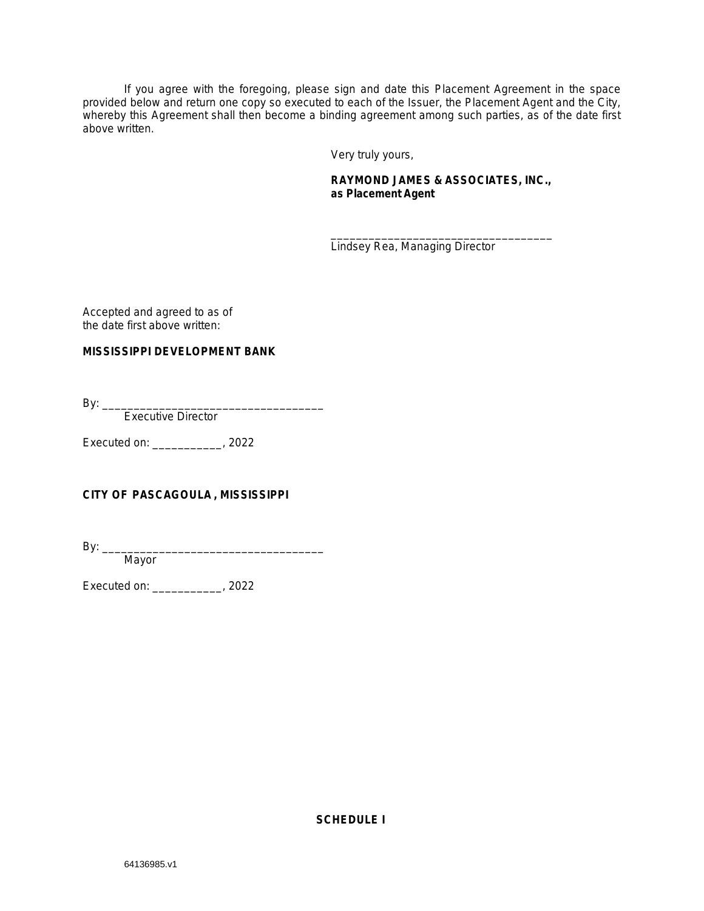If you agree with the foregoing, please sign and date this Placement Agreement in the space provided below and return one copy so executed to each of the Issuer, the Placement Agent and the City, whereby this Agreement shall then become a binding agreement among such parties, as of the date first above written.

Very truly yours,

**RAYMOND JAMES & ASSOCIATES, INC., as Placement Agent**

___________________________________
Lindsey Rea, Managing Director

Accepted and agreed to as of
the date first above written:

**MISSISSIPPI DEVELOPMENT BANK**

By: ___________________________________
Executive Director

Executed on: ___________, 2022

**CITY OF PASCAGOULA, MISSISSIPPI**

By: ___________________________________
Mayor

Executed on: ___________, 2022

**SCHEDULE I**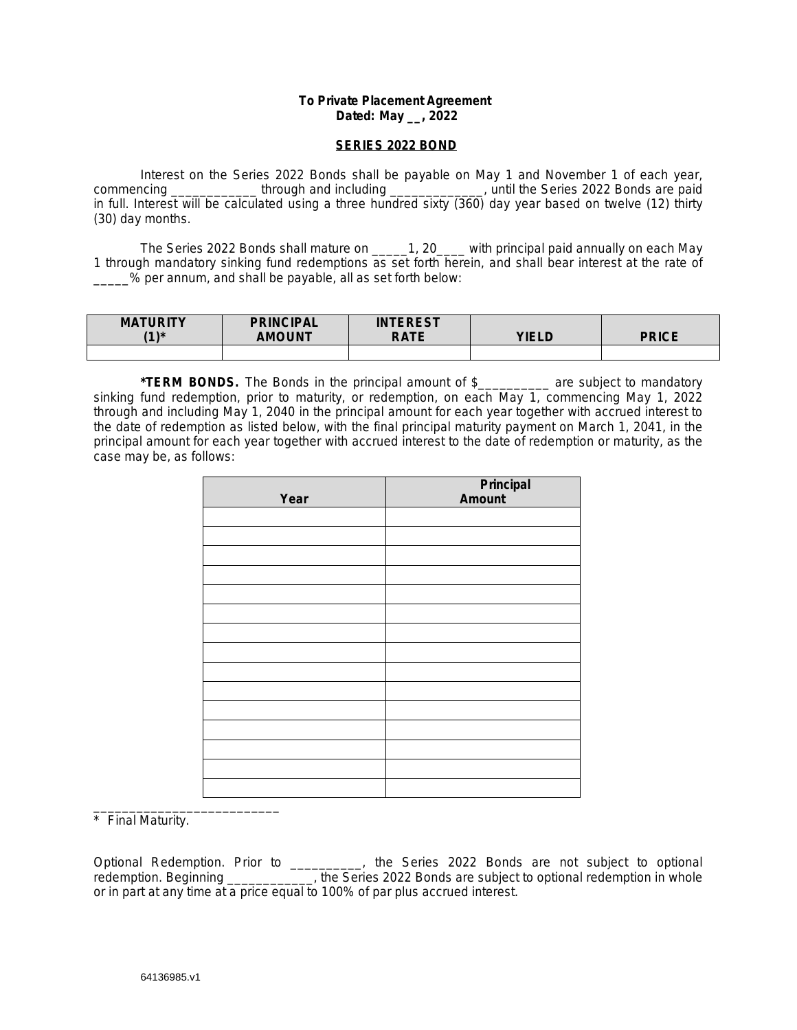**To Private Placement Agreement**
**Dated: May __, 2022**

**SERIES 2022 BOND**

Interest on the Series 2022 Bonds shall be payable on May 1 and November 1 of each year, commencing ____________ through and including _____________, until the Series 2022 Bonds are paid in full. Interest will be calculated using a three hundred sixty (360) day year based on twelve (12) thirty (30) day months.

The Series 2022 Bonds shall mature on _____1, 20____ with principal paid annually on each May 1 through mandatory sinking fund redemptions as set forth herein, and shall bear interest at the rate of _____% per annum, and shall be payable, all as set forth below:

| MATURITY (1)* | PRINCIPAL AMOUNT | INTEREST RATE | YIELD | PRICE |
|---|---|---|---|---|
| | | | | |

***TERM BONDS.** The Bonds in the principal amount of $__________ are subject to mandatory sinking fund redemption, prior to maturity, or redemption, on each May 1, commencing May 1, 2022 through and including May 1, 2040 in the principal amount for each year together with accrued interest to the date of redemption as listed below, with the final principal maturity payment on March 1, 2041, in the principal amount for each year together with accrued interest to the date of redemption or maturity, as the case may be, as follows:

| Year | Principal Amount |
|---|---|
| | |
| | |
| | |
| | |
| | |
| | |
| | |
| | |
| | |
| | |
| | |
| | |
| | |
| | |
| | |

___________________________
\* Final Maturity.

Optional Redemption. Prior to __________, the Series 2022 Bonds are not subject to optional redemption. Beginning ____________, the Series 2022 Bonds are subject to optional redemption in whole or in part at any time at a price equal to 100% of par plus accrued interest.

64136985.v1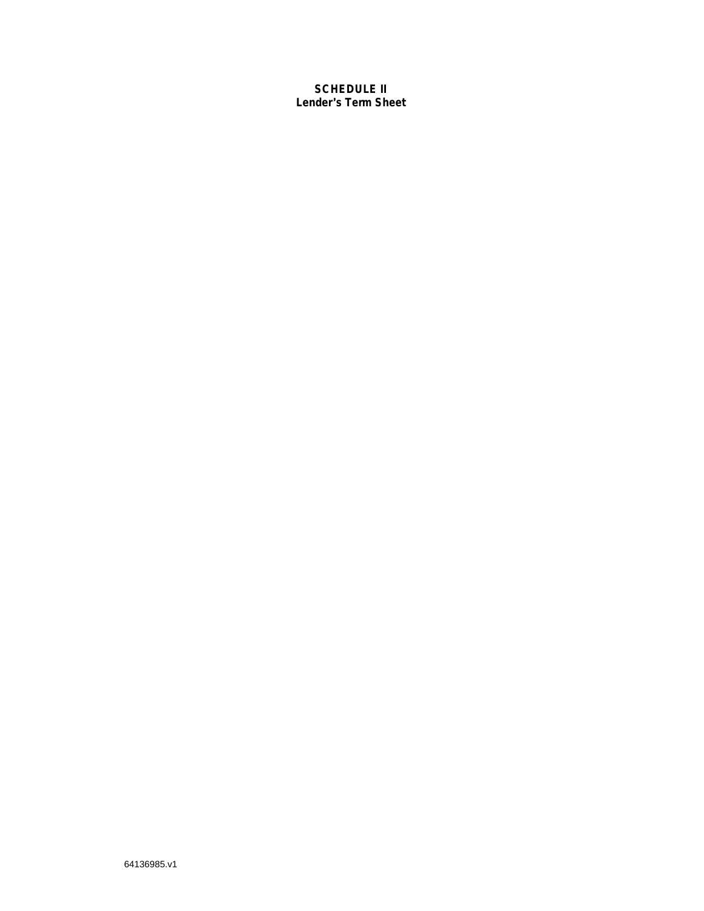**SCHEDULE II**
**Lender's Term Sheet**

64136985.v1